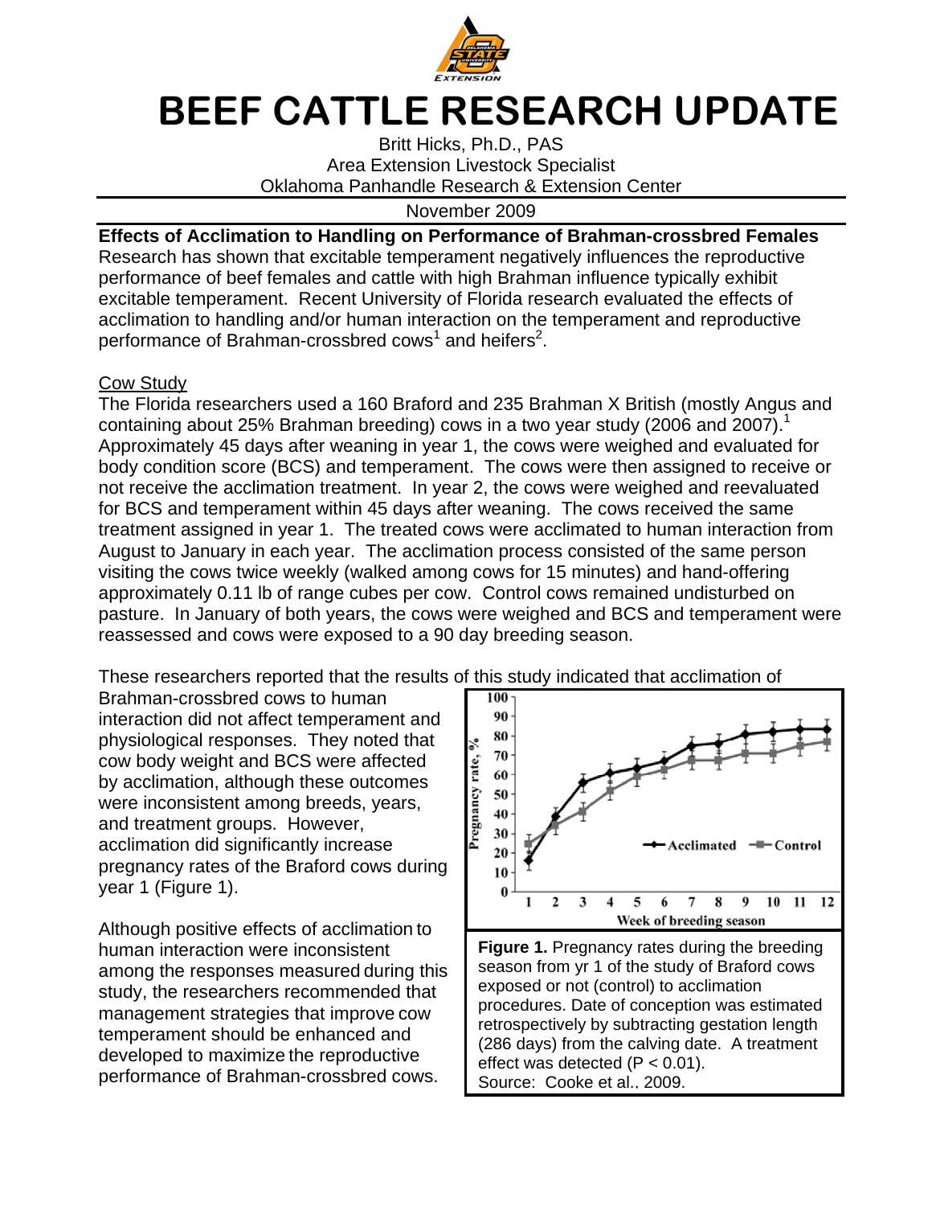# BEEF CATTLE RESEARCH UPDATE

Britt Hicks, Ph.D., PAS
Area Extension Livestock Specialist
Oklahoma Panhandle Research & Extension Center

November 2009

**Effects of Acclimation to Handling on Performance of Brahman-crossbred Females**

Research has shown that excitable temperament negatively influences the reproductive performance of beef females and cattle with high Brahman influence typically exhibit excitable temperament. Recent University of Florida research evaluated the effects of acclimation to handling and/or human interaction on the temperament and reproductive performance of Brahman-crossbred cows[1] and heifers[2].

## Cow Study

The Florida researchers used a 160 Braford and 235 Brahman X British (mostly Angus and containing about 25% Brahman breeding) cows in a two year study (2006 and 2007).[1] Approximately 45 days after weaning in year 1, the cows were weighed and evaluated for body condition score (BCS) and temperament. The cows were then assigned to receive or not receive the acclimation treatment. In year 2, the cows were weighed and reevaluated for BCS and temperament within 45 days after weaning. The cows received the same treatment assigned in year 1. The treated cows were acclimated to human interaction from August to January in each year. The acclimation process consisted of the same person visiting the cows twice weekly (walked among cows for 15 minutes) and hand-offering approximately 0.11 lb of range cubes per cow. Control cows remained undisturbed on pasture. In January of both years, the cows were weighed and BCS and temperament were reassessed and cows were exposed to a 90 day breeding season.

These researchers reported that the results of this study indicated that acclimation of Brahman-crossbred cows to human interaction did not affect temperament and physiological responses. They noted that cow body weight and BCS were affected by acclimation, although these outcomes were inconsistent among breeds, years, and treatment groups. However, acclimation did significantly increase pregnancy rates of the Braford cows during year 1 (Figure 1).

Although positive effects of acclimation to human interaction were inconsistent among the responses measured during this study, the researchers recommended that management strategies that improve cow temperament should be enhanced and developed to maximize the reproductive performance of Brahman-crossbred cows.

**Figure 1.** Pregnancy rates during the breeding season from yr 1 of the study of Braford cows exposed or not (control) to acclimation procedures. Date of conception was estimated retrospectively by subtracting gestation length (286 days) from the calving date. A treatment effect was detected ($P < 0.01$). Source: Cooke et al., 2009.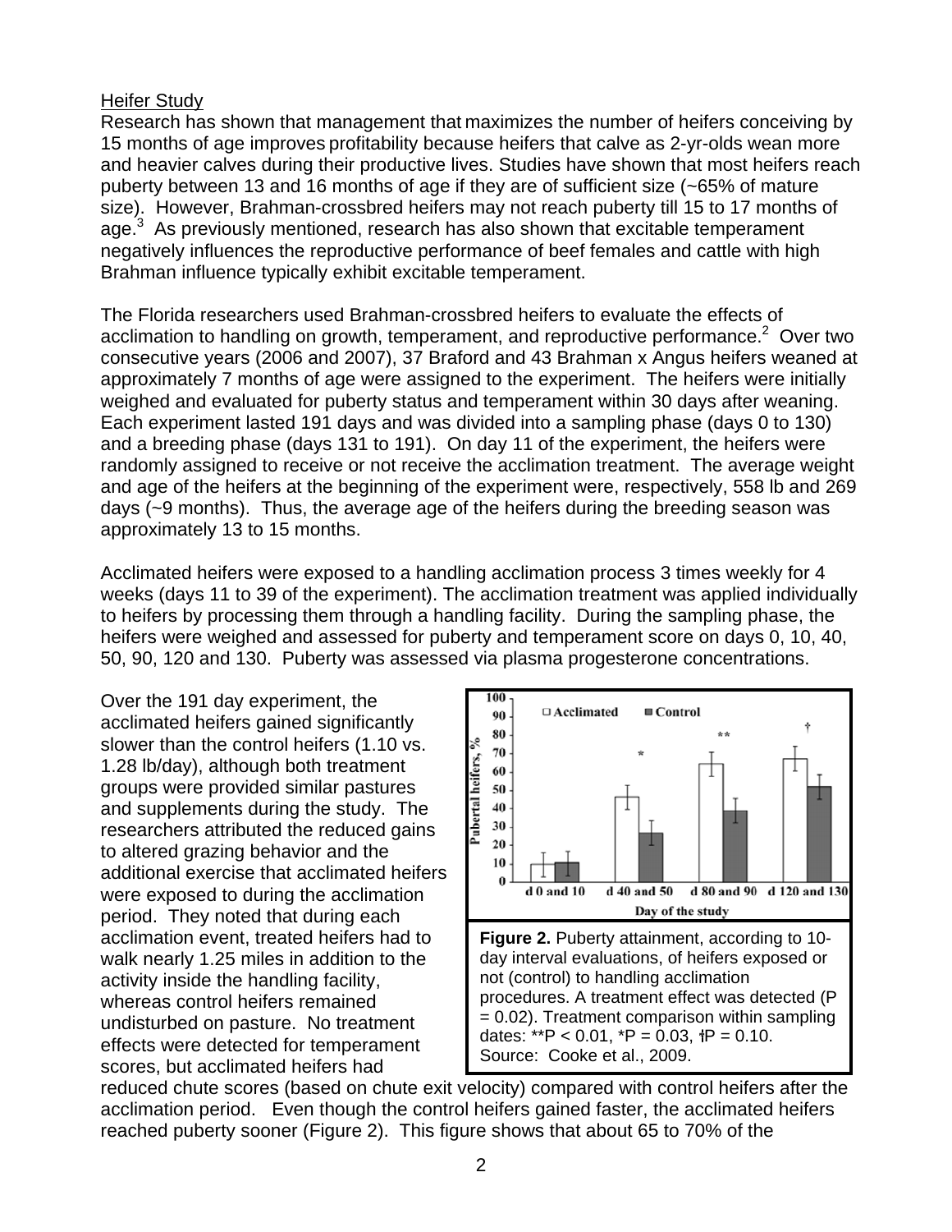Heifer Study

Research has shown that management that maximizes the number of heifers conceiving by 15 months of age improves profitability because heifers that calve as 2-yr-olds wean more and heavier calves during their productive lives. Studies have shown that most heifers reach puberty between 13 and 16 months of age if they are of sufficient size (~65% of mature size). However, Brahman-crossbred heifers may not reach puberty till 15 to 17 months of age.[3] As previously mentioned, research has also shown that excitable temperament negatively influences the reproductive performance of beef females and cattle with high Brahman influence typically exhibit excitable temperament.

The Florida researchers used Brahman-crossbred heifers to evaluate the effects of acclimation to handling on growth, temperament, and reproductive performance.[2] Over two consecutive years (2006 and 2007), 37 Braford and 43 Brahman x Angus heifers weaned at approximately 7 months of age were assigned to the experiment. The heifers were initially weighed and evaluated for puberty status and temperament within 30 days after weaning. Each experiment lasted 191 days and was divided into a sampling phase (days 0 to 130) and a breeding phase (days 131 to 191). On day 11 of the experiment, the heifers were randomly assigned to receive or not receive the acclimation treatment. The average weight and age of the heifers at the beginning of the experiment were, respectively, 558 lb and 269 days (~9 months). Thus, the average age of the heifers during the breeding season was approximately 13 to 15 months.

Acclimated heifers were exposed to a handling acclimation process 3 times weekly for 4 weeks (days 11 to 39 of the experiment). The acclimation treatment was applied individually to heifers by processing them through a handling facility. During the sampling phase, the heifers were weighed and assessed for puberty and temperament score on days 0, 10, 40, 50, 90, 120 and 130. Puberty was assessed via plasma progesterone concentrations.

Over the 191 day experiment, the acclimated heifers gained significantly slower than the control heifers (1.10 vs. 1.28 lb/day), although both treatment groups were provided similar pastures and supplements during the study. The researchers attributed the reduced gains to altered grazing behavior and the additional exercise that acclimated heifers were exposed to during the acclimation period. They noted that during each acclimation event, treated heifers had to walk nearly 1.25 miles in addition to the activity inside the handling facility, whereas control heifers remained undisturbed on pasture. No treatment effects were detected for temperament scores, but acclimated heifers had reduced chute scores (based on chute exit velocity) compared with control heifers after the acclimation period. Even though the control heifers gained faster, the acclimated heifers reached puberty sooner (Figure 2). This figure shows that about 65 to 70% of the

**Figure 2.** Puberty attainment, according to 10-day interval evaluations, of heifers exposed or not (control) to handling acclimation procedures. A treatment effect was detected ($P = 0.02$). Treatment comparison within sampling dates: **$P < 0.01$, *$P = 0.03$, †$P = 0.10$. Source: Cooke et al., 2009.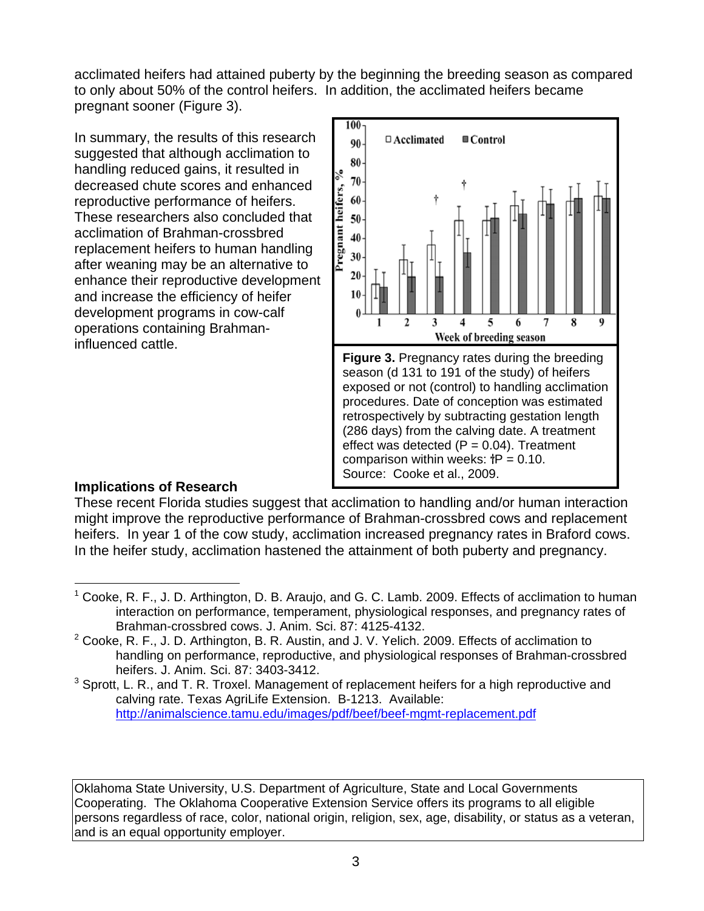acclimated heifers had attained puberty by the beginning the breeding season as compared to only about 50% of the control heifers. In addition, the acclimated heifers became pregnant sooner (Figure 3).

In summary, the results of this research suggested that although acclimation to handling reduced gains, it resulted in decreased chute scores and enhanced reproductive performance of heifers. These researchers also concluded that acclimation of Brahman-crossbred replacement heifers to human handling after weaning may be an alternative to enhance their reproductive development and increase the efficiency of heifer development programs in cow-calf operations containing Brahman-influenced cattle.

Pregnant heifers, %

100
90
80
70
60
50
40
30
20
10
0

Acclimated
Control

†
†

1 2 3 4 5 6 7 8 9

Week of breeding season

**Figure 3.** Pregnancy rates during the breeding season (d 131 to 191 of the study) of heifers exposed or not (control) to handling acclimation procedures. Date of conception was estimated retrospectively by subtracting gestation length (286 days) from the calving date. A treatment effect was detected ($P = 0.04$). Treatment comparison within weeks: †$P = 0.10$. Source: Cooke et al., 2009.

## Implications of Research

These recent Florida studies suggest that acclimation to handling and/or human interaction might improve the reproductive performance of Brahman-crossbred cows and replacement heifers. In year 1 of the cow study, acclimation increased pregnancy rates in Braford cows. In the heifer study, acclimation hastened the attainment of both puberty and pregnancy.

---

[1] Cooke, R. F., J. D. Arthington, D. B. Araujo, and G. C. Lamb. 2009. Effects of acclimation to human interaction on performance, temperament, physiological responses, and pregnancy rates of Brahman-crossbred cows. J. Anim. Sci. 87: 4125-4132.

[2] Cooke, R. F., J. D. Arthington, B. R. Austin, and J. V. Yelich. 2009. Effects of acclimation to handling on performance, reproductive, and physiological responses of Brahman-crossbred heifers. J. Anim. Sci. 87: 3403-3412.

[3] Sprott, L. R., and T. R. Troxel. Management of replacement heifers for a high reproductive and calving rate. Texas AgriLife Extension. B-1213. Available: http://animalscience.tamu.edu/images/pdf/beef/beef-mgmt-replacement.pdf

Oklahoma State University, U.S. Department of Agriculture, State and Local Governments Cooperating. The Oklahoma Cooperative Extension Service offers its programs to all eligible persons regardless of race, color, national origin, religion, sex, age, disability, or status as a veteran, and is an equal opportunity employer.